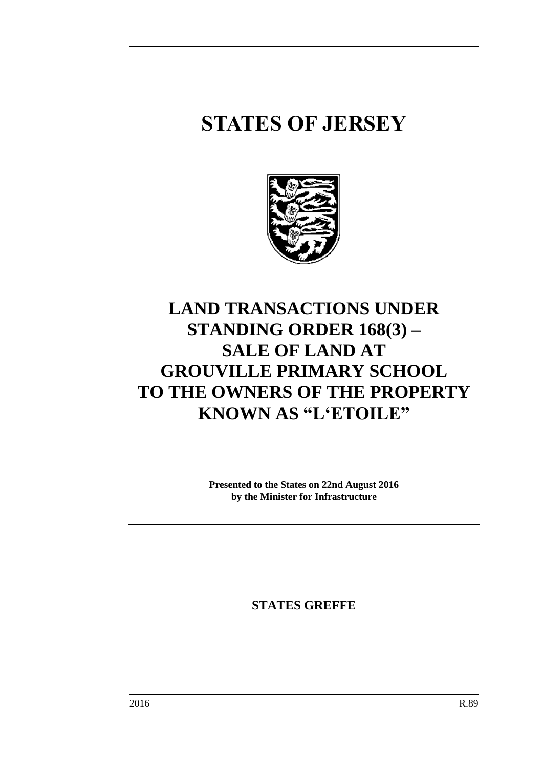# STATES OF JERSEY

# LAND TRANSACTIONS UNDER STANDING ORDER 168(3) – SALE OF LAND AT GROUVILLE PRIMARY SCHOOL TO THE OWNERS OF THE PROPERTY KNOWN AS "L'ETOILE"

**Presented to the States on 22nd August 2016 by the Minister for Infrastructure**

**STATES GREFFE**

2016 R.89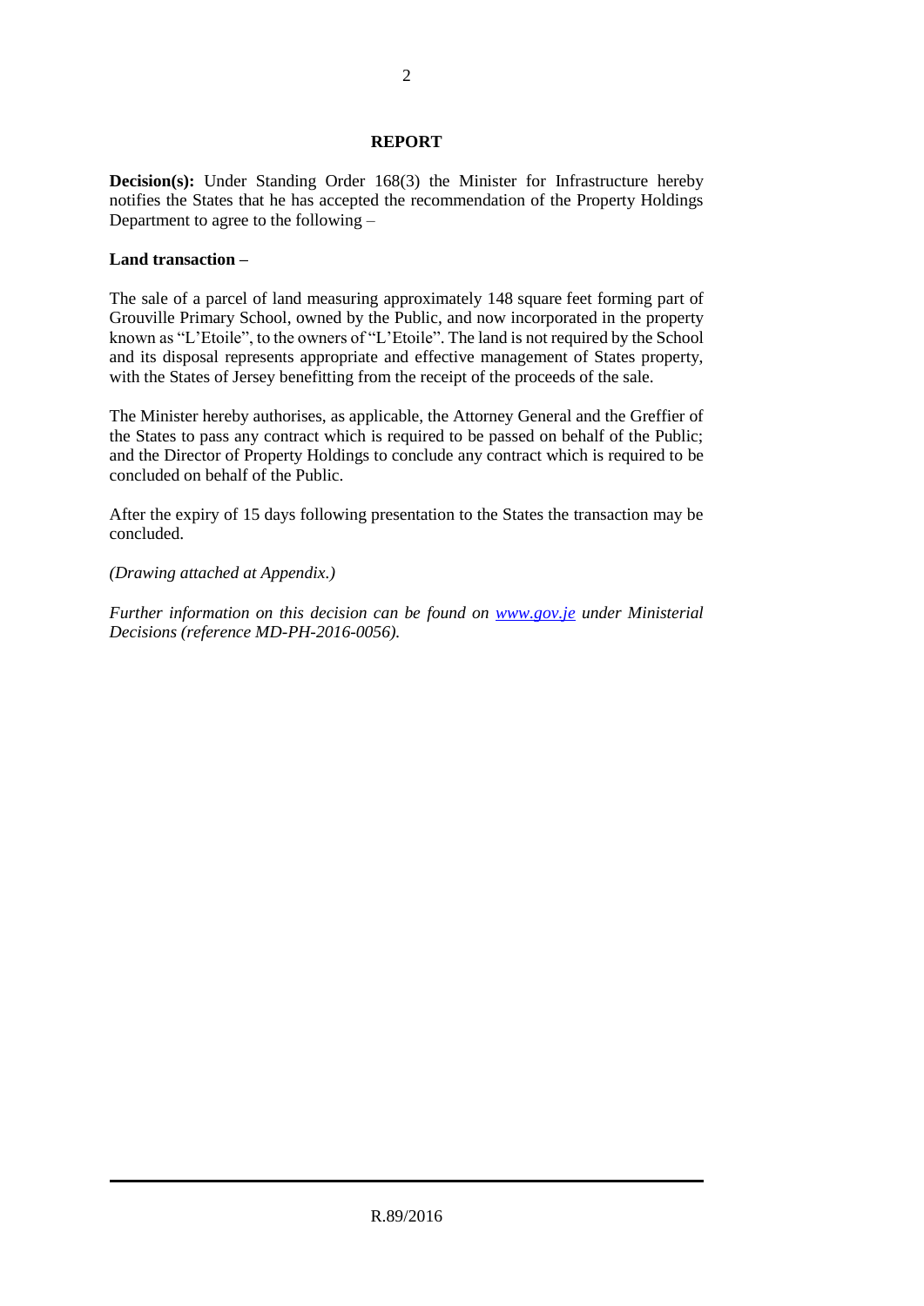## REPORT

**Decision(s):** Under Standing Order 168(3) the Minister for Infrastructure hereby notifies the States that he has accepted the recommendation of the Property Holdings Department to agree to the following –

**Land transaction –**

The sale of a parcel of land measuring approximately 148 square feet forming part of Grouville Primary School, owned by the Public, and now incorporated in the property known as "L'Etoile", to the owners of "L'Etoile". The land is not required by the School and its disposal represents appropriate and effective management of States property, with the States of Jersey benefitting from the receipt of the proceeds of the sale.

The Minister hereby authorises, as applicable, the Attorney General and the Greffier of the States to pass any contract which is required to be passed on behalf of the Public; and the Director of Property Holdings to conclude any contract which is required to be concluded on behalf of the Public.

After the expiry of 15 days following presentation to the States the transaction may be concluded.

*(Drawing attached at Appendix.)*

*Further information on this decision can be found on [www.gov.je](http://www.gov.je) under Ministerial Decisions (reference MD-PH-2016-0056).*

R.89/2016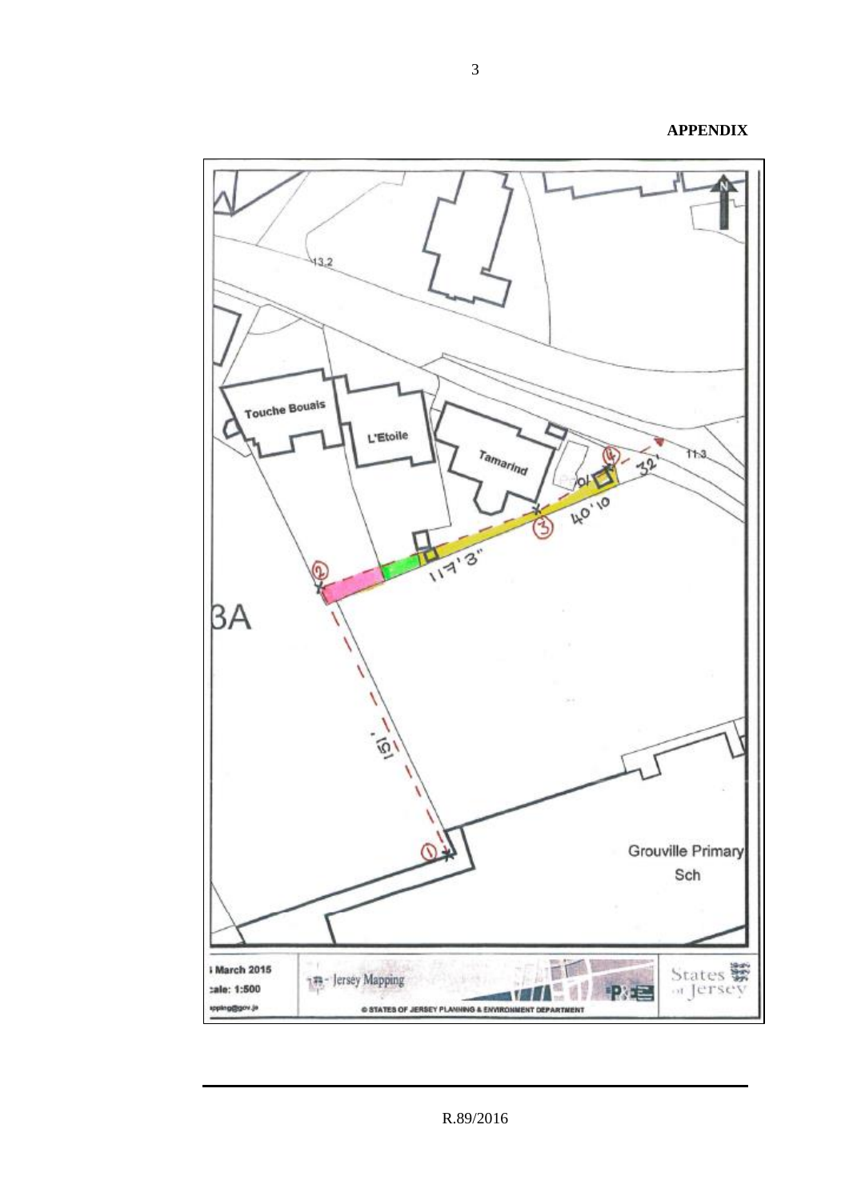**APPENDIX**

13.2

Touche Bouais

L'Etoile

Tamarind

11.3

① ② ③ ④

151'

117'3"

40'10

32'

3A

Grouville Primary Sch

March 2015

cale: 1:500

Jersey Mapping

© STATES OF JERSEY PLANNING & ENVIRONMENT DEPARTMENT

States of Jersey